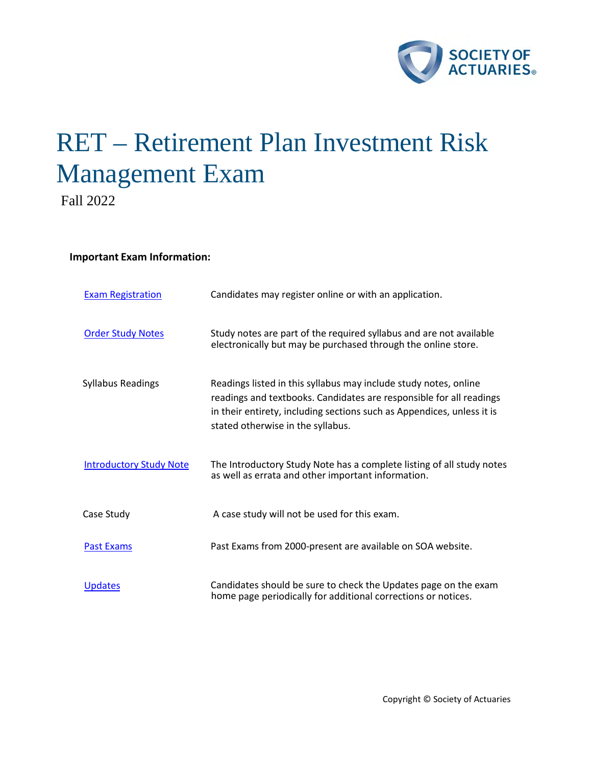# RET – Retirement Plan Investment Risk Management Exam

Fall 2022

**Important Exam Information:**

| | |
|---|---|
| Exam Registration | Candidates may register online or with an application. |
| Order Study Notes | Study notes are part of the required syllabus and are not available electronically but may be purchased through the online store. |
| Syllabus Readings | Readings listed in this syllabus may include study notes, online readings and textbooks. Candidates are responsible for all readings in their entirety, including sections such as Appendices, unless it is stated otherwise in the syllabus. |
| Introductory Study Note | The Introductory Study Note has a complete listing of all study notes as well as errata and other important information. |
| Case Study | A case study will not be used for this exam. |
| Past Exams | Past Exams from 2000-present are available on SOA website. |
| Updates | Candidates should be sure to check the Updates page on the exam home page periodically for additional corrections or notices. |

Copyright © Society of Actuaries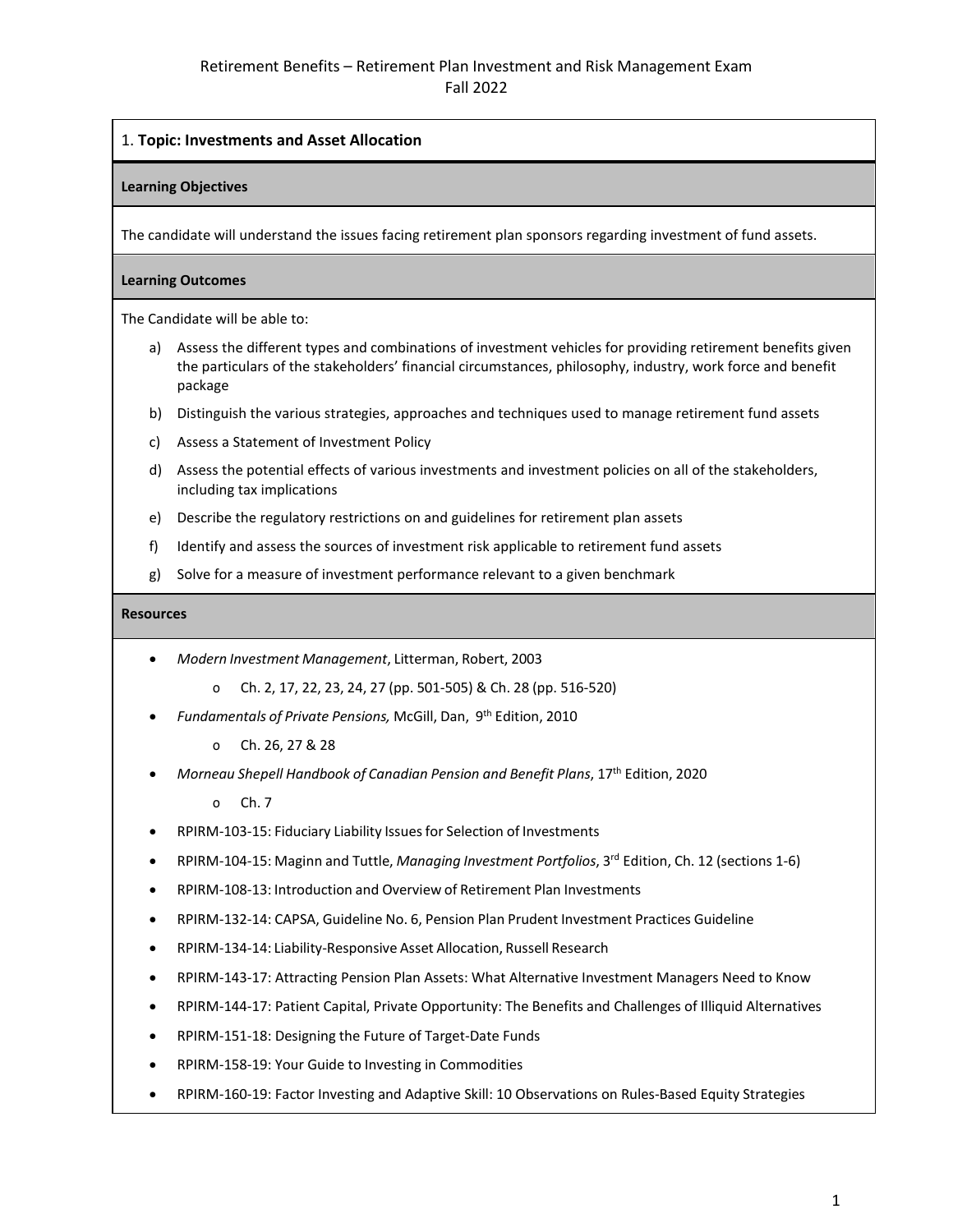Retirement Benefits – Retirement Plan Investment and Risk Management Exam
Fall 2022

## 1. **Topic: Investments and Asset Allocation**

**Learning Objectives**

The candidate will understand the issues facing retirement plan sponsors regarding investment of fund assets.

**Learning Outcomes**

The Candidate will be able to:

a) Assess the different types and combinations of investment vehicles for providing retirement benefits given the particulars of the stakeholders' financial circumstances, philosophy, industry, work force and benefit package

b) Distinguish the various strategies, approaches and techniques used to manage retirement fund assets

c) Assess a Statement of Investment Policy

d) Assess the potential effects of various investments and investment policies on all of the stakeholders, including tax implications

e) Describe the regulatory restrictions on and guidelines for retirement plan assets

f) Identify and assess the sources of investment risk applicable to retirement fund assets

g) Solve for a measure of investment performance relevant to a given benchmark

**Resources**

- *Modern Investment Management*, Litterman, Robert, 2003
  - Ch. 2, 17, 22, 23, 24, 27 (pp. 501-505) & Ch. 28 (pp. 516-520)
- *Fundamentals of Private Pensions,* McGill, Dan, 9th Edition, 2010
  - Ch. 26, 27 & 28
- *Morneau Shepell Handbook of Canadian Pension and Benefit Plans*, 17th Edition, 2020
  - Ch. 7
- RPIRM-103-15: Fiduciary Liability Issues for Selection of Investments
- RPIRM-104-15: Maginn and Tuttle, *Managing Investment Portfolios*, 3rd Edition, Ch. 12 (sections 1-6)
- RPIRM-108-13: Introduction and Overview of Retirement Plan Investments
- RPIRM-132-14: CAPSA, Guideline No. 6, Pension Plan Prudent Investment Practices Guideline
- RPIRM-134-14: Liability-Responsive Asset Allocation, Russell Research
- RPIRM-143-17: Attracting Pension Plan Assets: What Alternative Investment Managers Need to Know
- RPIRM-144-17: Patient Capital, Private Opportunity: The Benefits and Challenges of Illiquid Alternatives
- RPIRM-151-18: Designing the Future of Target-Date Funds
- RPIRM-158-19: Your Guide to Investing in Commodities
- RPIRM-160-19: Factor Investing and Adaptive Skill: 10 Observations on Rules-Based Equity Strategies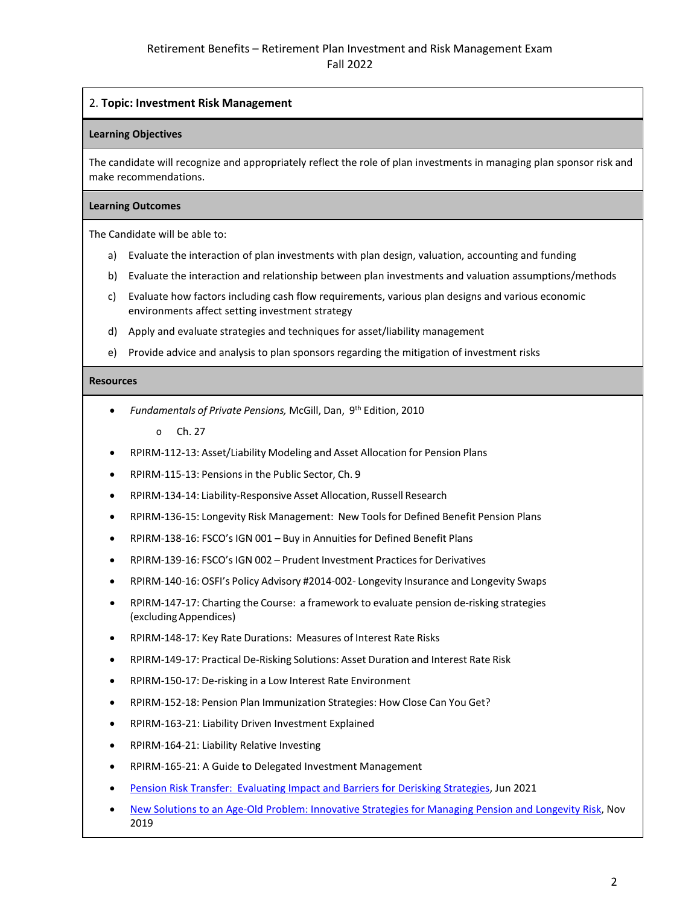Retirement Benefits – Retirement Plan Investment and Risk Management Exam
Fall 2022

## 2. **Topic: Investment Risk Management**

### Learning Objectives

The candidate will recognize and appropriately reflect the role of plan investments in managing plan sponsor risk and make recommendations.

### Learning Outcomes

The Candidate will be able to:

a) Evaluate the interaction of plan investments with plan design, valuation, accounting and funding

b) Evaluate the interaction and relationship between plan investments and valuation assumptions/methods

c) Evaluate how factors including cash flow requirements, various plan designs and various economic environments affect setting investment strategy

d) Apply and evaluate strategies and techniques for asset/liability management

e) Provide advice and analysis to plan sponsors regarding the mitigation of investment risks

### Resources

- *Fundamentals of Private Pensions,* McGill, Dan, 9th Edition, 2010
  - Ch. 27
- RPIRM-112-13: Asset/Liability Modeling and Asset Allocation for Pension Plans
- RPIRM-115-13: Pensions in the Public Sector, Ch. 9
- RPIRM-134-14: Liability-Responsive Asset Allocation, Russell Research
- RPIRM-136-15: Longevity Risk Management: New Tools for Defined Benefit Pension Plans
- RPIRM-138-16: FSCO's IGN 001 – Buy in Annuities for Defined Benefit Plans
- RPIRM-139-16: FSCO's IGN 002 – Prudent Investment Practices for Derivatives
- RPIRM-140-16: OSFI's Policy Advisory #2014-002- Longevity Insurance and Longevity Swaps
- RPIRM-147-17: Charting the Course: a framework to evaluate pension de-risking strategies (excluding Appendices)
- RPIRM-148-17: Key Rate Durations: Measures of Interest Rate Risks
- RPIRM-149-17: Practical De-Risking Solutions: Asset Duration and Interest Rate Risk
- RPIRM-150-17: De-risking in a Low Interest Rate Environment
- RPIRM-152-18: Pension Plan Immunization Strategies: How Close Can You Get?
- RPIRM-163-21: Liability Driven Investment Explained
- RPIRM-164-21: Liability Relative Investing
- RPIRM-165-21: A Guide to Delegated Investment Management
- Pension Risk Transfer: Evaluating Impact and Barriers for Derisking Strategies, Jun 2021
- New Solutions to an Age-Old Problem: Innovative Strategies for Managing Pension and Longevity Risk, Nov 2019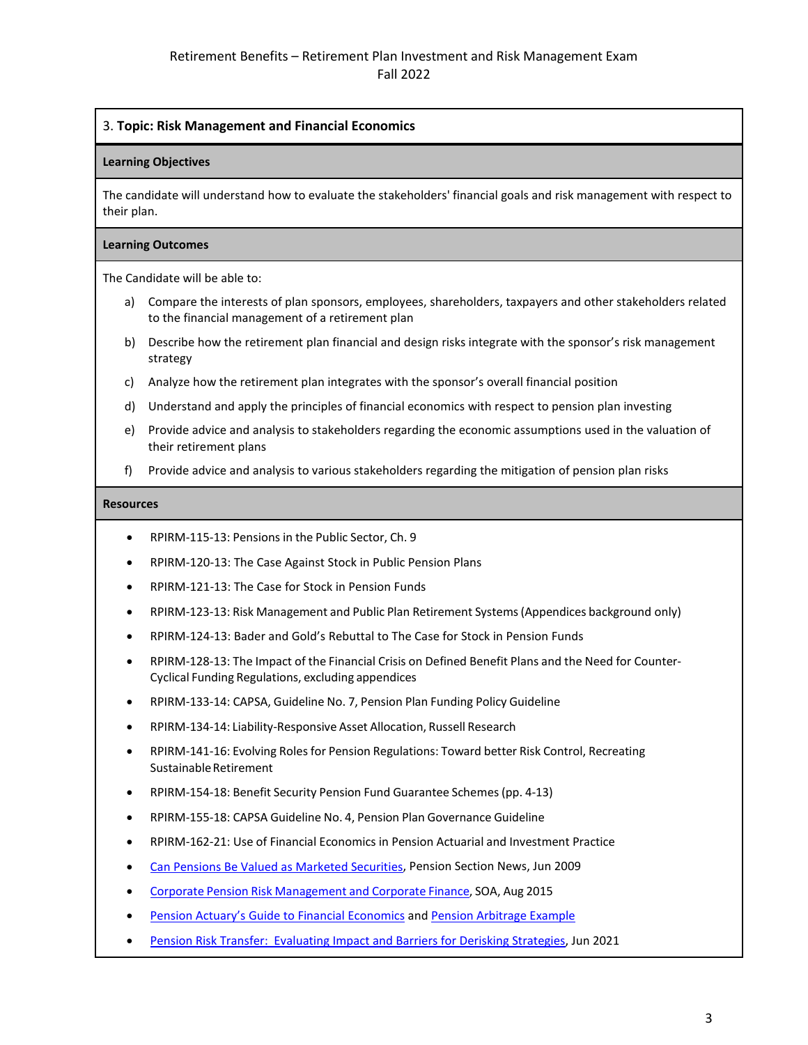Retirement Benefits – Retirement Plan Investment and Risk Management Exam
Fall 2022

## 3. Topic: Risk Management and Financial Economics

### Learning Objectives

The candidate will understand how to evaluate the stakeholders' financial goals and risk management with respect to their plan.

### Learning Outcomes

The Candidate will be able to:

a) Compare the interests of plan sponsors, employees, shareholders, taxpayers and other stakeholders related to the financial management of a retirement plan

b) Describe how the retirement plan financial and design risks integrate with the sponsor's risk management strategy

c) Analyze how the retirement plan integrates with the sponsor's overall financial position

d) Understand and apply the principles of financial economics with respect to pension plan investing

e) Provide advice and analysis to stakeholders regarding the economic assumptions used in the valuation of their retirement plans

f) Provide advice and analysis to various stakeholders regarding the mitigation of pension plan risks

### Resources

- RPIRM-115-13: Pensions in the Public Sector, Ch. 9
- RPIRM-120-13: The Case Against Stock in Public Pension Plans
- RPIRM-121-13: The Case for Stock in Pension Funds
- RPIRM-123-13: Risk Management and Public Plan Retirement Systems (Appendices background only)
- RPIRM-124-13: Bader and Gold's Rebuttal to The Case for Stock in Pension Funds
- RPIRM-128-13: The Impact of the Financial Crisis on Defined Benefit Plans and the Need for Counter-Cyclical Funding Regulations, excluding appendices
- RPIRM-133-14: CAPSA, Guideline No. 7, Pension Plan Funding Policy Guideline
- RPIRM-134-14: Liability-Responsive Asset Allocation, Russell Research
- RPIRM-141-16: Evolving Roles for Pension Regulations: Toward better Risk Control, Recreating Sustainable Retirement
- RPIRM-154-18: Benefit Security Pension Fund Guarantee Schemes (pp. 4-13)
- RPIRM-155-18: CAPSA Guideline No. 4, Pension Plan Governance Guideline
- RPIRM-162-21: Use of Financial Economics in Pension Actuarial and Investment Practice
- Can Pensions Be Valued as Marketed Securities, Pension Section News, Jun 2009
- Corporate Pension Risk Management and Corporate Finance, SOA, Aug 2015
- Pension Actuary's Guide to Financial Economics and Pension Arbitrage Example
- Pension Risk Transfer: Evaluating Impact and Barriers for Derisking Strategies, Jun 2021